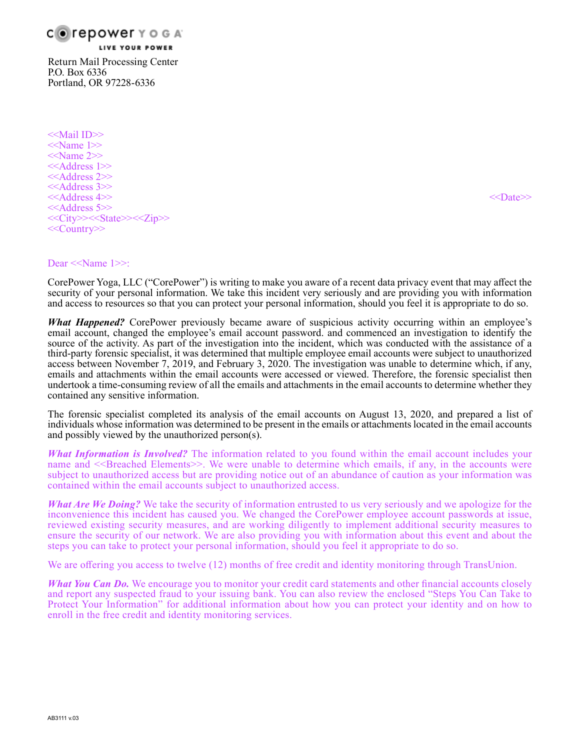corepower YOGA
LIVE YOUR POWER

Return Mail Processing Center
P.O. Box 6336
Portland, OR 97228-6336

<<Mail ID>>
<<Name 1>>
<<Name 2>>
<<Address 1>>
<<Address 2>>
<<Address 3>>
<<Address 4>>
<<Address 5>>
<<City>><<State>><<Zip>>
<<Country>>

<<Date>>

Dear <<Name 1>>:

CorePower Yoga, LLC ("CorePower") is writing to make you aware of a recent data privacy event that may affect the security of your personal information. We take this incident very seriously and are providing you with information and access to resources so that you can protect your personal information, should you feel it is appropriate to do so.

***What Happened?*** CorePower previously became aware of suspicious activity occurring within an employee's email account, changed the employee's email account password. and commenced an investigation to identify the source of the activity. As part of the investigation into the incident, which was conducted with the assistance of a third-party forensic specialist, it was determined that multiple employee email accounts were subject to unauthorized access between November 7, 2019, and February 3, 2020. The investigation was unable to determine which, if any, emails and attachments within the email accounts were accessed or viewed. Therefore, the forensic specialist then undertook a time-consuming review of all the emails and attachments in the email accounts to determine whether they contained any sensitive information.

The forensic specialist completed its analysis of the email accounts on August 13, 2020, and prepared a list of individuals whose information was determined to be present in the emails or attachments located in the email accounts and possibly viewed by the unauthorized person(s).

***What Information is Involved?*** The information related to you found within the email account includes your name and <<Breached Elements>>. We were unable to determine which emails, if any, in the accounts were subject to unauthorized access but are providing notice out of an abundance of caution as your information was contained within the email accounts subject to unauthorized access.

***What Are We Doing?*** We take the security of information entrusted to us very seriously and we apologize for the inconvenience this incident has caused you. We changed the CorePower employee account passwords at issue, reviewed existing security measures, and are working diligently to implement additional security measures to ensure the security of our network. We are also providing you with information about this event and about the steps you can take to protect your personal information, should you feel it appropriate to do so.

We are offering you access to twelve (12) months of free credit and identity monitoring through TransUnion.

***What You Can Do.*** We encourage you to monitor your credit card statements and other financial accounts closely and report any suspected fraud to your issuing bank. You can also review the enclosed "Steps You Can Take to Protect Your Information" for additional information about how you can protect your identity and on how to enroll in the free credit and identity monitoring services.

AB3111 v.03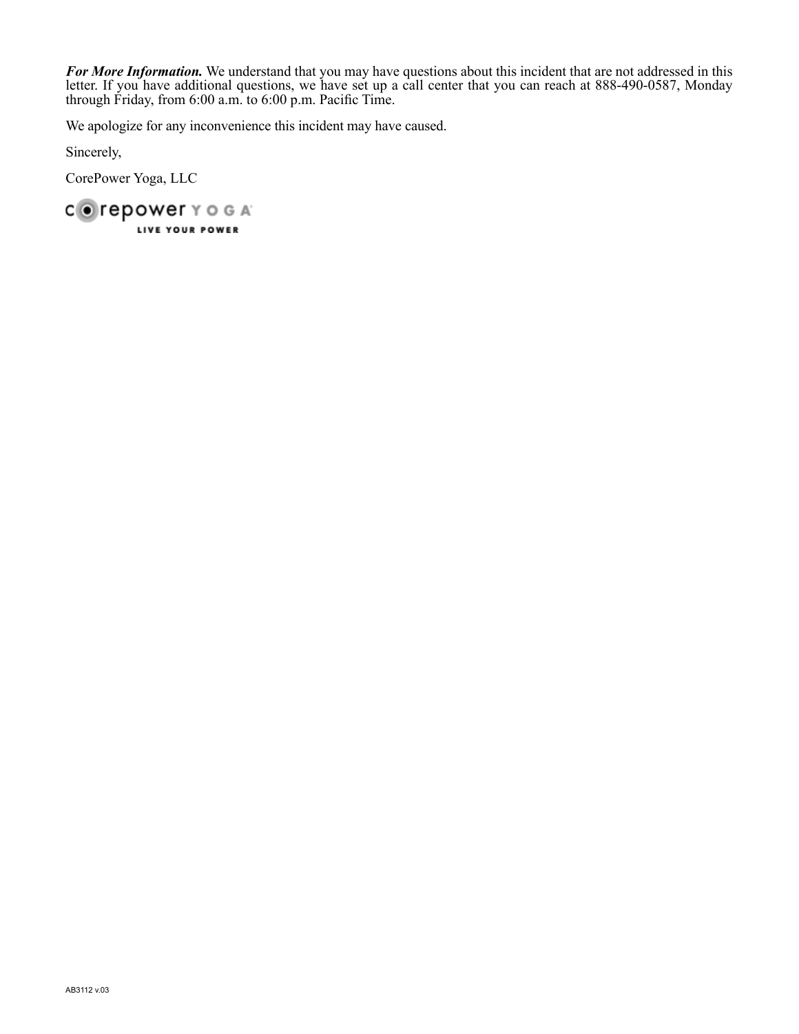***For More Information.*** We understand that you may have questions about this incident that are not addressed in this letter. If you have additional questions, we have set up a call center that you can reach at 888-490-0587, Monday through Friday, from 6:00 a.m. to 6:00 p.m. Pacific Time.

We apologize for any inconvenience this incident may have caused.

Sincerely,

CorePower Yoga, LLC

corepower YOGA
LIVE YOUR POWER

AB3112 v.03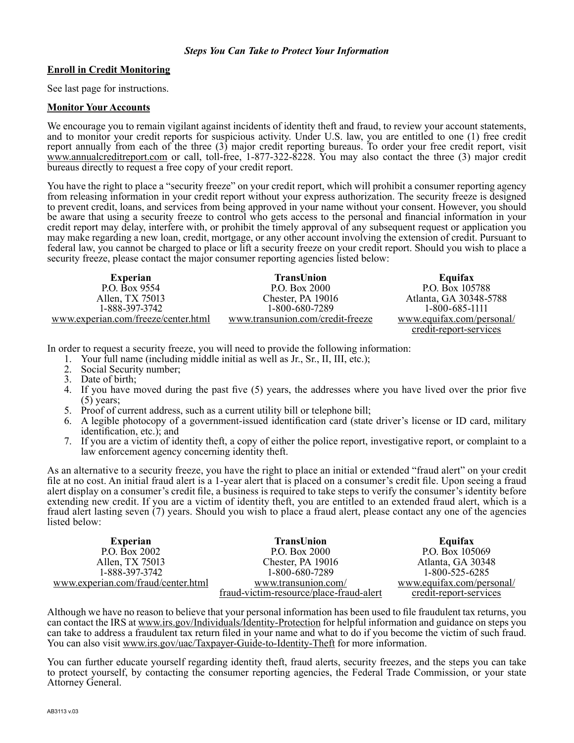*Steps You Can Take to Protect Your Information*

**Enroll in Credit Monitoring**

See last page for instructions.

**Monitor Your Accounts**

We encourage you to remain vigilant against incidents of identity theft and fraud, to review your account statements, and to monitor your credit reports for suspicious activity. Under U.S. law, you are entitled to one (1) free credit report annually from each of the three (3) major credit reporting bureaus. To order your free credit report, visit www.annualcreditreport.com or call, toll-free, 1-877-322-8228. You may also contact the three (3) major credit bureaus directly to request a free copy of your credit report.

You have the right to place a "security freeze" on your credit report, which will prohibit a consumer reporting agency from releasing information in your credit report without your express authorization. The security freeze is designed to prevent credit, loans, and services from being approved in your name without your consent. However, you should be aware that using a security freeze to control who gets access to the personal and financial information in your credit report may delay, interfere with, or prohibit the timely approval of any subsequent request or application you may make regarding a new loan, credit, mortgage, or any other account involving the extension of credit. Pursuant to federal law, you cannot be charged to place or lift a security freeze on your credit report. Should you wish to place a security freeze, please contact the major consumer reporting agencies listed below:

| Experian | TransUnion | Equifax |
|---|---|---|
| P.O. Box 9554 | P.O. Box 2000 | P.O. Box 105788 |
| Allen, TX 75013 | Chester, PA 19016 | Atlanta, GA 30348-5788 |
| 1-888-397-3742 | 1-800-680-7289 | 1-800-685-1111 |
| www.experian.com/freeze/center.html | www.transunion.com/credit-freeze | www.equifax.com/personal/credit-report-services |

In order to request a security freeze, you will need to provide the following information:

1. Your full name (including middle initial as well as Jr., Sr., II, III, etc.);
2. Social Security number;
3. Date of birth;
4. If you have moved during the past five (5) years, the addresses where you have lived over the prior five (5) years;
5. Proof of current address, such as a current utility bill or telephone bill;
6. A legible photocopy of a government-issued identification card (state driver's license or ID card, military identification, etc.); and
7. If you are a victim of identity theft, a copy of either the police report, investigative report, or complaint to a law enforcement agency concerning identity theft.

As an alternative to a security freeze, you have the right to place an initial or extended "fraud alert" on your credit file at no cost. An initial fraud alert is a 1-year alert that is placed on a consumer's credit file. Upon seeing a fraud alert display on a consumer's credit file, a business is required to take steps to verify the consumer's identity before extending new credit. If you are a victim of identity theft, you are entitled to an extended fraud alert, which is a fraud alert lasting seven (7) years. Should you wish to place a fraud alert, please contact any one of the agencies listed below:

| Experian | TransUnion | Equifax |
|---|---|---|
| P.O. Box 2002 | P.O. Box 2000 | P.O. Box 105069 |
| Allen, TX 75013 | Chester, PA 19016 | Atlanta, GA 30348 |
| 1-888-397-3742 | 1-800-680-7289 | 1-800-525-6285 |
| www.experian.com/fraud/center.html | www.transunion.com/fraud-victim-resource/place-fraud-alert | www.equifax.com/personal/credit-report-services |

Although we have no reason to believe that your personal information has been used to file fraudulent tax returns, you can contact the IRS at www.irs.gov/Individuals/Identity-Protection for helpful information and guidance on steps you can take to address a fraudulent tax return filed in your name and what to do if you become the victim of such fraud. You can also visit www.irs.gov/uac/Taxpayer-Guide-to-Identity-Theft for more information.

You can further educate yourself regarding identity theft, fraud alerts, security freezes, and the steps you can take to protect yourself, by contacting the consumer reporting agencies, the Federal Trade Commission, or your state Attorney General.

AB3113 v.03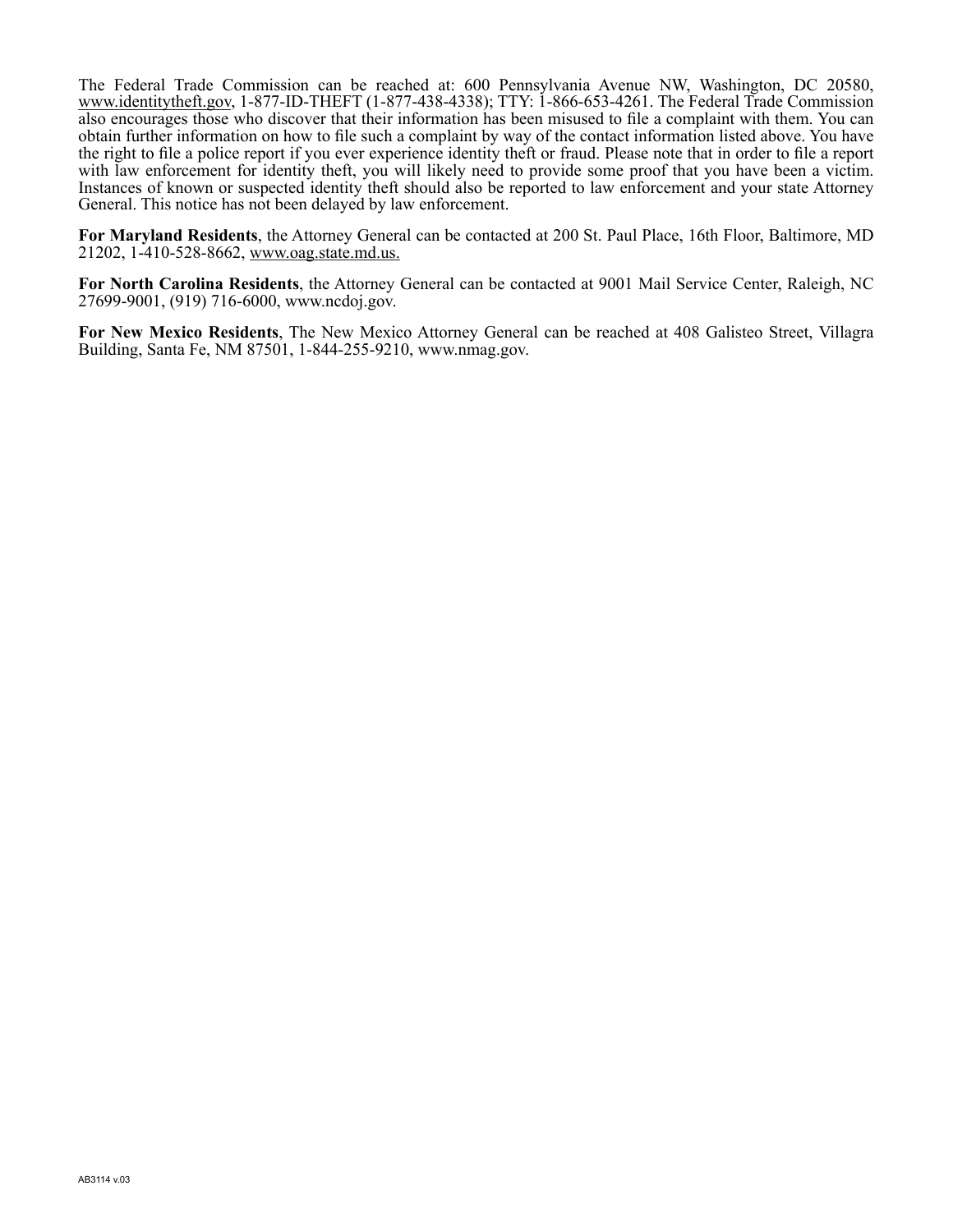The Federal Trade Commission can be reached at: 600 Pennsylvania Avenue NW, Washington, DC 20580, www.identitytheft.gov, 1-877-ID-THEFT (1-877-438-4338); TTY: 1-866-653-4261. The Federal Trade Commission also encourages those who discover that their information has been misused to file a complaint with them. You can obtain further information on how to file such a complaint by way of the contact information listed above. You have the right to file a police report if you ever experience identity theft or fraud. Please note that in order to file a report with law enforcement for identity theft, you will likely need to provide some proof that you have been a victim. Instances of known or suspected identity theft should also be reported to law enforcement and your state Attorney General. This notice has not been delayed by law enforcement.

**For Maryland Residents**, the Attorney General can be contacted at 200 St. Paul Place, 16th Floor, Baltimore, MD 21202, 1-410-528-8662, www.oag.state.md.us.

**For North Carolina Residents**, the Attorney General can be contacted at 9001 Mail Service Center, Raleigh, NC 27699-9001, (919) 716-6000, www.ncdoj.gov.

**For New Mexico Residents**, The New Mexico Attorney General can be reached at 408 Galisteo Street, Villagra Building, Santa Fe, NM 87501, 1-844-255-9210, www.nmag.gov.

AB3114 v.03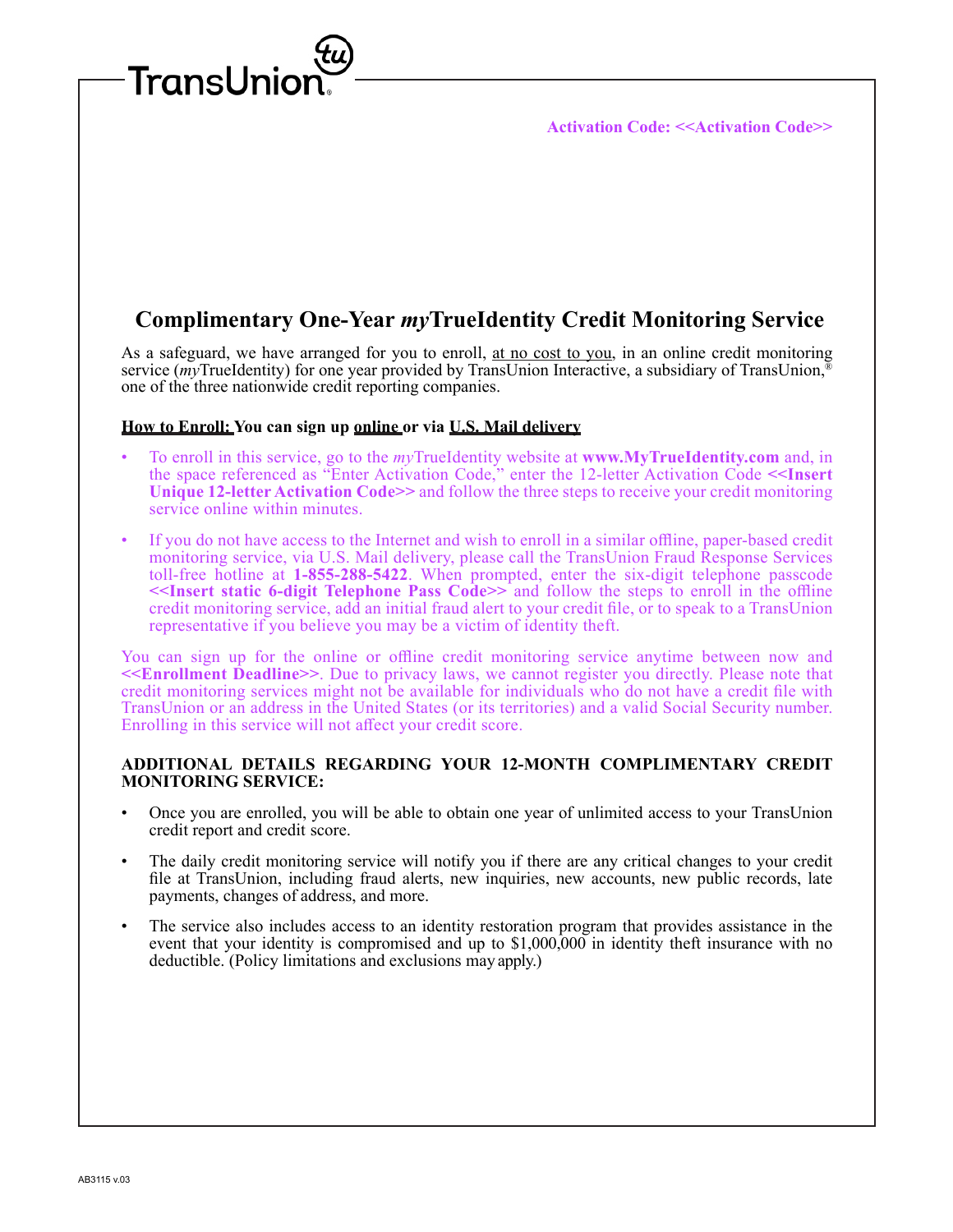TransUnion

**Activation Code: <<Activation Code>>**

## Complimentary One-Year *my*TrueIdentity Credit Monitoring Service

As a safeguard, we have arranged for you to enroll, at no cost to you, in an online credit monitoring service (*my*TrueIdentity) for one year provided by TransUnion Interactive, a subsidiary of TransUnion,® one of the three nationwide credit reporting companies.

**How to Enroll: You can sign up online or via U.S. Mail delivery**

- To enroll in this service, go to the *my*TrueIdentity website at **www.MyTrueIdentity.com** and, in the space referenced as "Enter Activation Code," enter the 12-letter Activation Code **<<Insert Unique 12-letter Activation Code>>** and follow the three steps to receive your credit monitoring service online within minutes.
- If you do not have access to the Internet and wish to enroll in a similar offline, paper-based credit monitoring service, via U.S. Mail delivery, please call the TransUnion Fraud Response Services toll-free hotline at **1-855-288-5422**. When prompted, enter the six-digit telephone passcode **<<Insert static 6-digit Telephone Pass Code>>** and follow the steps to enroll in the offline credit monitoring service, add an initial fraud alert to your credit file, or to speak to a TransUnion representative if you believe you may be a victim of identity theft.

You can sign up for the online or offline credit monitoring service anytime between now and **<<Enrollment Deadline>>**. Due to privacy laws, we cannot register you directly. Please note that credit monitoring services might not be available for individuals who do not have a credit file with TransUnion or an address in the United States (or its territories) and a valid Social Security number. Enrolling in this service will not affect your credit score.

**ADDITIONAL DETAILS REGARDING YOUR 12-MONTH COMPLIMENTARY CREDIT MONITORING SERVICE:**

- Once you are enrolled, you will be able to obtain one year of unlimited access to your TransUnion credit report and credit score.
- The daily credit monitoring service will notify you if there are any critical changes to your credit file at TransUnion, including fraud alerts, new inquiries, new accounts, new public records, late payments, changes of address, and more.
- The service also includes access to an identity restoration program that provides assistance in the event that your identity is compromised and up to $1,000,000 in identity theft insurance with no deductible. (Policy limitations and exclusions may apply.)

AB3115 v.03